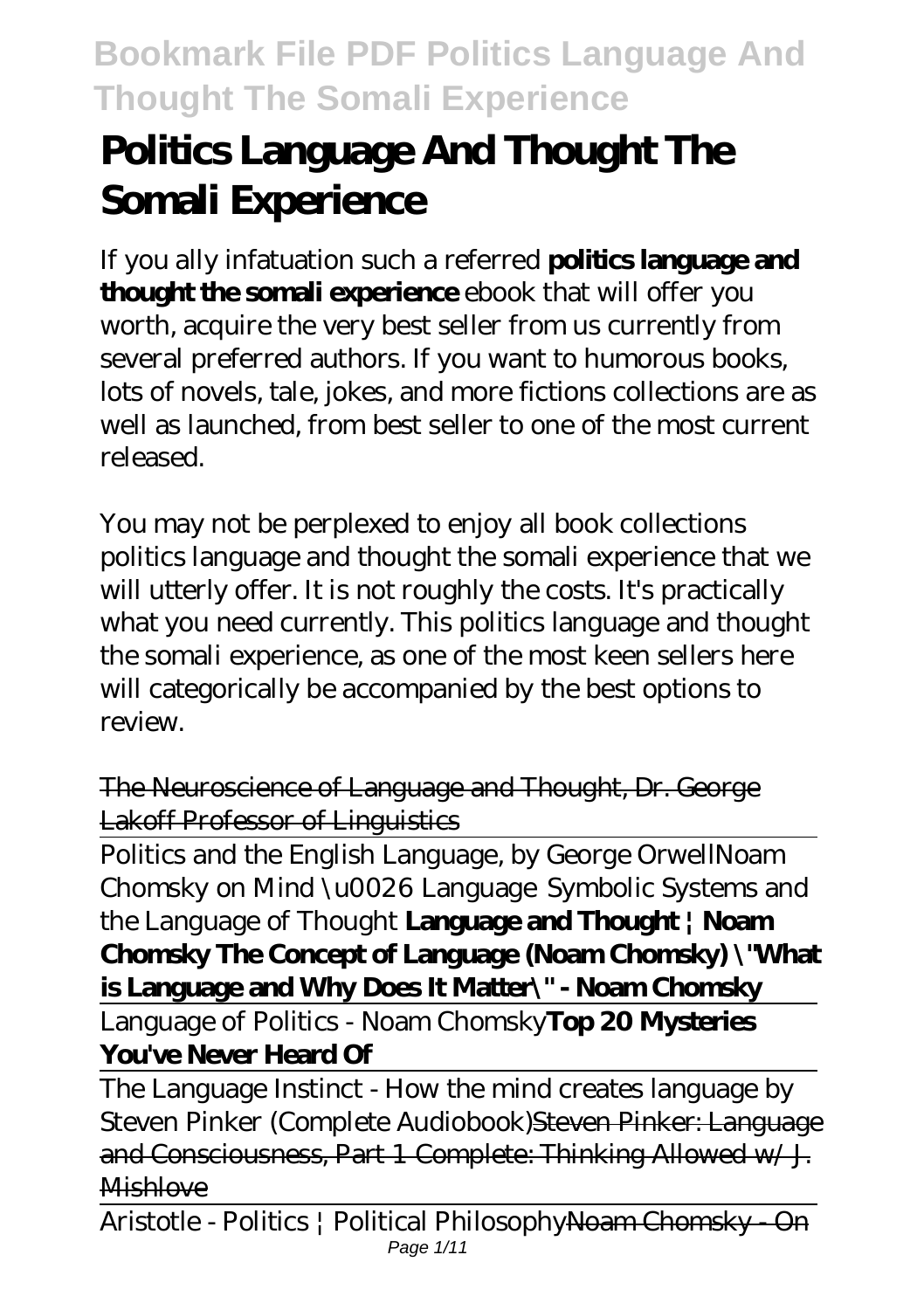# Politics Language And Thought The Somali Experience

If you ally infatuation such a referred **politics language and thought the somali experience** ebook that will offer you worth, acquire the very best seller from us currently from several preferred authors. If you want to humorous books, lots of novels, tale, jokes, and more fictions collections are as well as launched, from best seller to one of the most current released.

You may not be perplexed to enjoy all book collections politics language and thought the somali experience that we will utterly offer. It is not roughly the costs. It's practically what you need currently. This politics language and thought the somali experience, as one of the most keen sellers here will categorically be accompanied by the best options to review.

The Neuroscience of Language and Thought, Dr. George Lakoff Professor of Linguistics

Politics and the English Language, by George Orwell*Noam Chomsky on Mind \u0026 Language Symbolic Systems and the Language of Thought* **Language and Thought | Noam Chomsky The Concept of Language (Noam Chomsky) \"What is Language and Why Does It Matter\" - Noam Chomsky**

Language of Politics - Noam Chomsky**Top 20 Mysteries You've Never Heard Of**

The Language Instinct - How the mind creates language by Steven Pinker (Complete Audiobook)Steven Pinker: Language and Consciousness, Part 1 Complete: Thinking Allowed w/ J. Mishlove

Aristotle - Politics | Political PhilosophyNoam Chomsky - On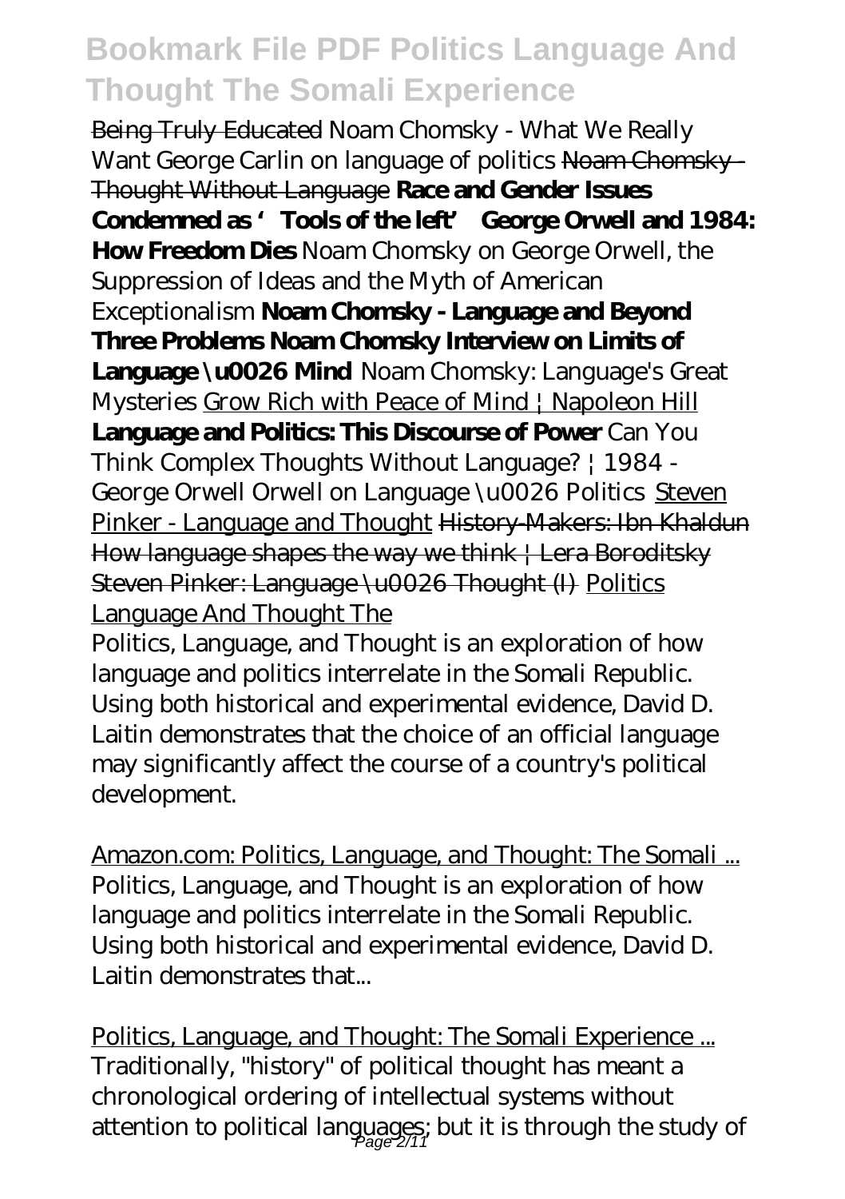~~Being Truly Educated~~ *Noam Chomsky - What We Really Want* *George Carlin on language of politics* ~~Noam Chomsky - Thought Without Language~~ **Race and Gender Issues Condemned as 'Tools of the left' George Orwell and 1984: How Freedom Dies** *Noam Chomsky on George Orwell, the Suppression of Ideas and the Myth of American Exceptionalism* **Noam Chomsky - Language and Beyond Three Problems Noam Chomsky Interview on Limits of Language \u0026 Mind** *Noam Chomsky: Language's Great Mysteries* Grow Rich with Peace of Mind | Napoleon Hill **Language and Politics: This Discourse of Power** *Can You Think Complex Thoughts Without Language? | 1984 - George Orwell* *Orwell on Language \u0026 Politics* Steven Pinker - Language and Thought ~~History-Makers: Ibn Khaldun~~ ~~How language shapes the way we think | Lera Boroditsky~~ ~~Steven Pinker: Language \u0026 Thought (I)~~ Politics Language And Thought The

Politics, Language, and Thought is an exploration of how language and politics interrelate in the Somali Republic. Using both historical and experimental evidence, David D. Laitin demonstrates that the choice of an official language may significantly affect the course of a country's political development.

Amazon.com: Politics, Language, and Thought: The Somali ...
Politics, Language, and Thought is an exploration of how language and politics interrelate in the Somali Republic. Using both historical and experimental evidence, David D. Laitin demonstrates that...

Politics, Language, and Thought: The Somali Experience ...
Traditionally, "history" of political thought has meant a chronological ordering of intellectual systems without attention to political languages; but it is through the study of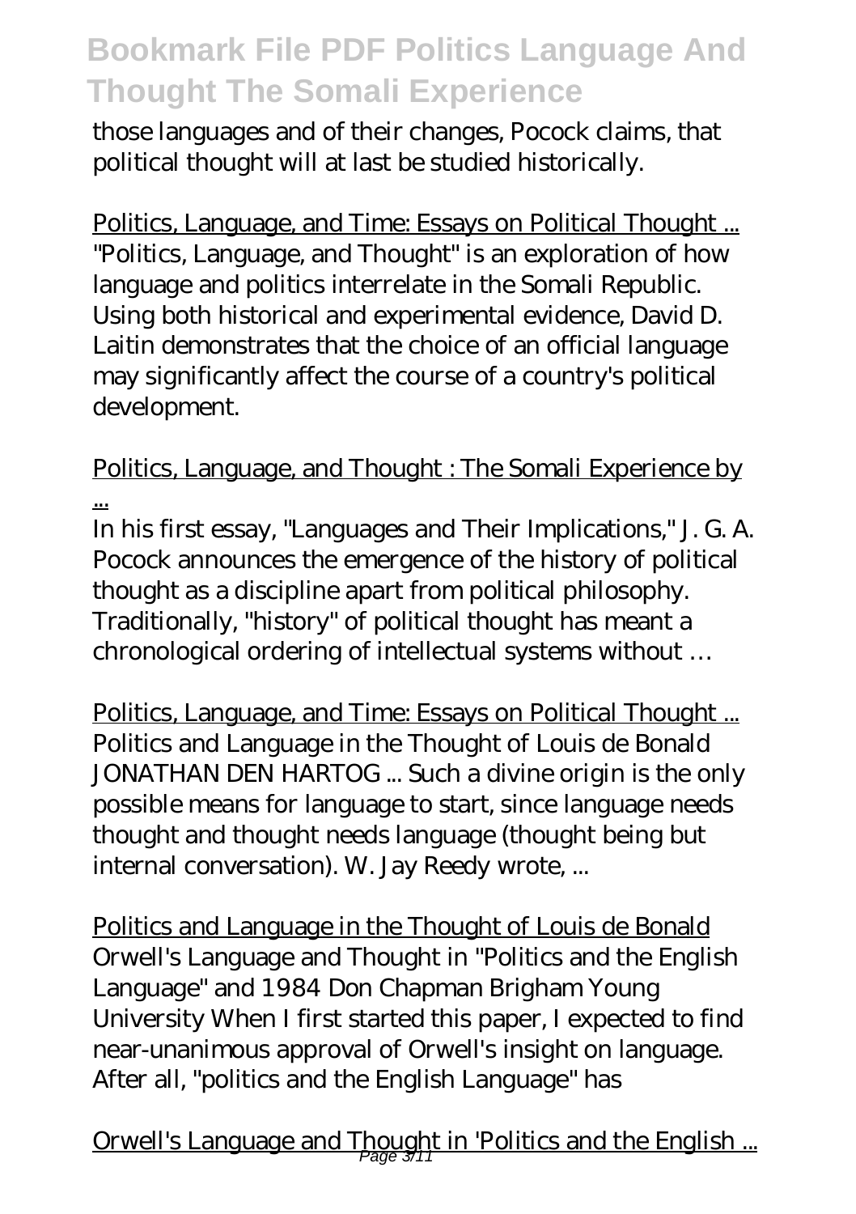those languages and of their changes, Pocock claims, that political thought will at last be studied historically.

Politics, Language, and Time: Essays on Political Thought ...
"Politics, Language, and Thought" is an exploration of how language and politics interrelate in the Somali Republic. Using both historical and experimental evidence, David D. Laitin demonstrates that the choice of an official language may significantly affect the course of a country's political development.

Politics, Language, and Thought : The Somali Experience by ...
In his first essay, "Languages and Their Implications," J. G. A. Pocock announces the emergence of the history of political thought as a discipline apart from political philosophy. Traditionally, "history" of political thought has meant a chronological ordering of intellectual systems without …

Politics, Language, and Time: Essays on Political Thought ...
Politics and Language in the Thought of Louis de Bonald JONATHAN DEN HARTOG ... Such a divine origin is the only possible means for language to start, since language needs thought and thought needs language (thought being but internal conversation). W. Jay Reedy wrote, ...

Politics and Language in the Thought of Louis de Bonald
Orwell's Language and Thought in "Politics and the English Language" and 1984 Don Chapman Brigham Young University When I first started this paper, I expected to find near-unanimous approval of Orwell's insight on language. After all, "politics and the English Language" has

Orwell's Language and Thought in 'Politics and the English ...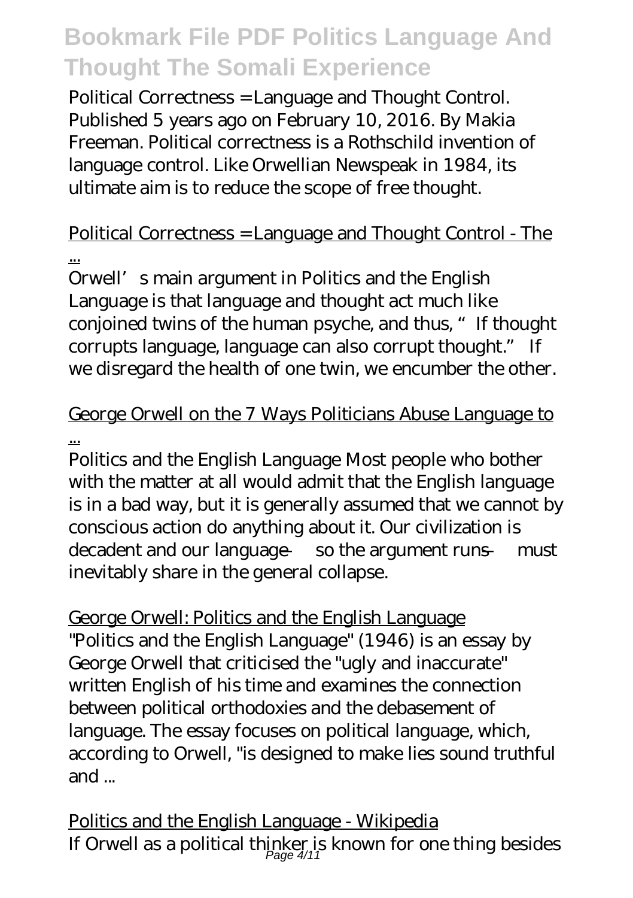Political Correctness = Language and Thought Control. Published 5 years ago on February 10, 2016. By Makia Freeman. Political correctness is a Rothschild invention of language control. Like Orwellian Newspeak in 1984, its ultimate aim is to reduce the scope of free thought.

Political Correctness = Language and Thought Control - The ...

Orwell's main argument in Politics and the English Language is that language and thought act much like conjoined twins of the human psyche, and thus, "If thought corrupts language, language can also corrupt thought." If we disregard the health of one twin, we encumber the other.

George Orwell on the 7 Ways Politicians Abuse Language to ...

Politics and the English Language Most people who bother with the matter at all would admit that the English language is in a bad way, but it is generally assumed that we cannot by conscious action do anything about it. Our civilization is decadent and our language — so the argument runs — must inevitably share in the general collapse.

George Orwell: Politics and the English Language

"Politics and the English Language" (1946) is an essay by George Orwell that criticised the "ugly and inaccurate" written English of his time and examines the connection between political orthodoxies and the debasement of language. The essay focuses on political language, which, according to Orwell, "is designed to make lies sound truthful and ...

Politics and the English Language - Wikipedia

If Orwell as a political thinker is known for one thing besides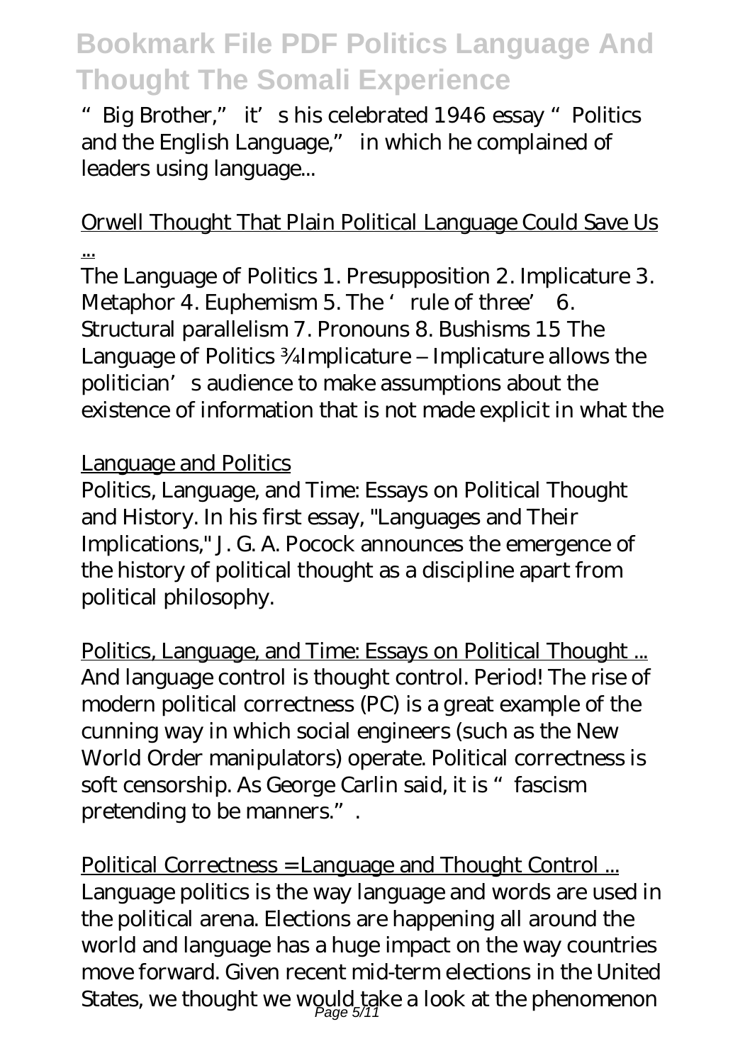"Big Brother," it's his celebrated 1946 essay "Politics and the English Language," in which he complained of leaders using language...

Orwell Thought That Plain Political Language Could Save Us ...

The Language of Politics 1. Presupposition 2. Implicature 3. Metaphor 4. Euphemism 5. The 'rule of three' 6. Structural parallelism 7. Pronouns 8. Bushisms 15 The Language of Politics ¾Implicature – Implicature allows the politician's audience to make assumptions about the existence of information that is not made explicit in what the

Language and Politics

Politics, Language, and Time: Essays on Political Thought and History. In his first essay, "Languages and Their Implications," J. G. A. Pocock announces the emergence of the history of political thought as a discipline apart from political philosophy.

Politics, Language, and Time: Essays on Political Thought ...

And language control is thought control. Period! The rise of modern political correctness (PC) is a great example of the cunning way in which social engineers (such as the New World Order manipulators) operate. Political correctness is soft censorship. As George Carlin said, it is "fascism pretending to be manners.".

Political Correctness = Language and Thought Control ...

Language politics is the way language and words are used in the political arena. Elections are happening all around the world and language has a huge impact on the way countries move forward. Given recent mid-term elections in the United States, we thought we would take a look at the phenomenon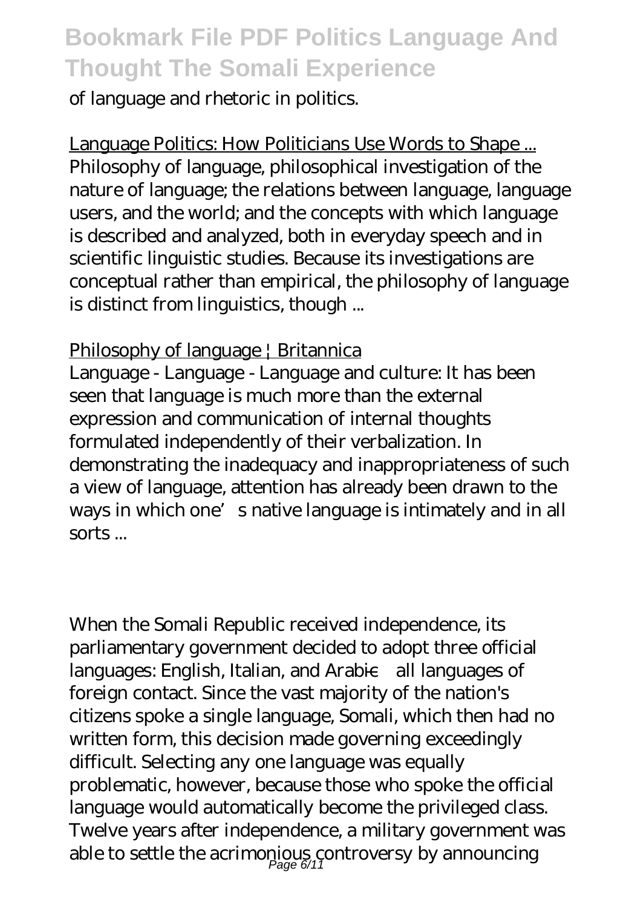of language and rhetoric in politics.

Language Politics: How Politicians Use Words to Shape ...
Philosophy of language, philosophical investigation of the nature of language; the relations between language, language users, and the world; and the concepts with which language is described and analyzed, both in everyday speech and in scientific linguistic studies. Because its investigations are conceptual rather than empirical, the philosophy of language is distinct from linguistics, though ...

Philosophy of language | Britannica
Language - Language - Language and culture: It has been seen that language is much more than the external expression and communication of internal thoughts formulated independently of their verbalization. In demonstrating the inadequacy and inappropriateness of such a view of language, attention has already been drawn to the ways in which one's native language is intimately and in all sorts ...

When the Somali Republic received independence, its parliamentary government decided to adopt three official languages: English, Italian, and Arabic—all languages of foreign contact. Since the vast majority of the nation's citizens spoke a single language, Somali, which then had no written form, this decision made governing exceedingly difficult. Selecting any one language was equally problematic, however, because those who spoke the official language would automatically become the privileged class. Twelve years after independence, a military government was able to settle the acrimonious controversy by announcing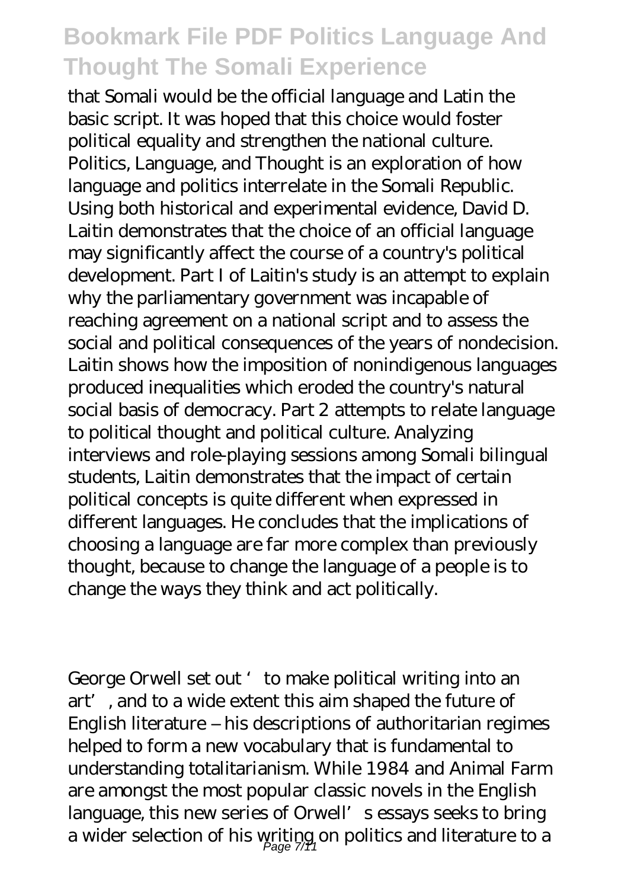that Somali would be the official language and Latin the basic script. It was hoped that this choice would foster political equality and strengthen the national culture. Politics, Language, and Thought is an exploration of how language and politics interrelate in the Somali Republic. Using both historical and experimental evidence, David D. Laitin demonstrates that the choice of an official language may significantly affect the course of a country's political development. Part I of Laitin's study is an attempt to explain why the parliamentary government was incapable of reaching agreement on a national script and to assess the social and political consequences of the years of nondecision. Laitin shows how the imposition of nonindigenous languages produced inequalities which eroded the country's natural social basis of democracy. Part 2 attempts to relate language to political thought and political culture. Analyzing interviews and role-playing sessions among Somali bilingual students, Laitin demonstrates that the impact of certain political concepts is quite different when expressed in different languages. He concludes that the implications of choosing a language are far more complex than previously thought, because to change the language of a people is to change the ways they think and act politically.

George Orwell set out 'to make political writing into an art', and to a wide extent this aim shaped the future of English literature – his descriptions of authoritarian regimes helped to form a new vocabulary that is fundamental to understanding totalitarianism. While 1984 and Animal Farm are amongst the most popular classic novels in the English language, this new series of Orwell's essays seeks to bring a wider selection of his writing on politics and literature to a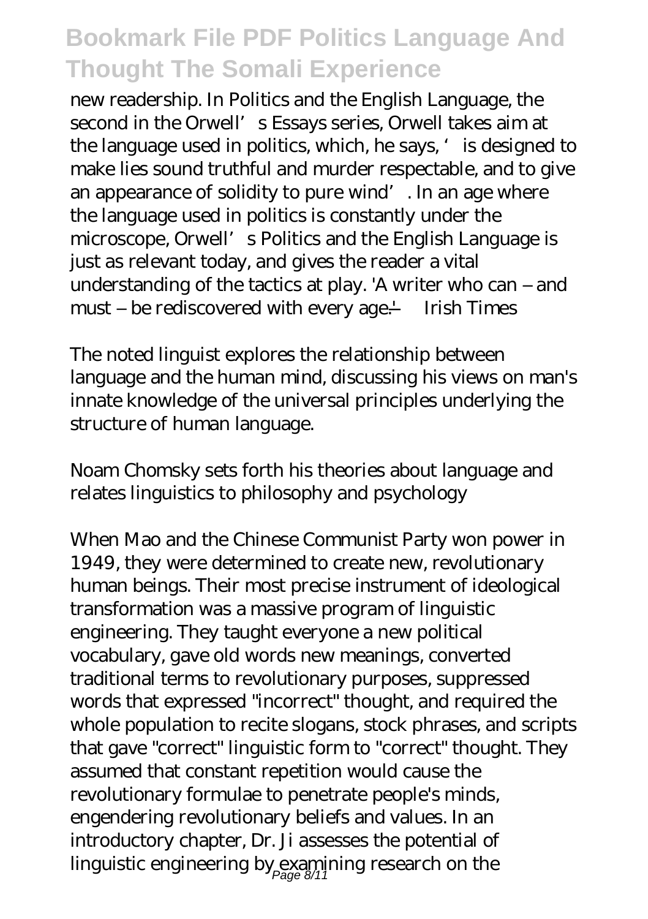new readership. In Politics and the English Language, the second in the Orwell's Essays series, Orwell takes aim at the language used in politics, which, he says, 'is designed to make lies sound truthful and murder respectable, and to give an appearance of solidity to pure wind'. In an age where the language used in politics is constantly under the microscope, Orwell's Politics and the English Language is just as relevant today, and gives the reader a vital understanding of the tactics at play. 'A writer who can – and must – be rediscovered with every age.' — Irish Times

The noted linguist explores the relationship between language and the human mind, discussing his views on man's innate knowledge of the universal principles underlying the structure of human language.

Noam Chomsky sets forth his theories about language and relates linguistics to philosophy and psychology

When Mao and the Chinese Communist Party won power in 1949, they were determined to create new, revolutionary human beings. Their most precise instrument of ideological transformation was a massive program of linguistic engineering. They taught everyone a new political vocabulary, gave old words new meanings, converted traditional terms to revolutionary purposes, suppressed words that expressed "incorrect" thought, and required the whole population to recite slogans, stock phrases, and scripts that gave "correct" linguistic form to "correct" thought. They assumed that constant repetition would cause the revolutionary formulae to penetrate people's minds, engendering revolutionary beliefs and values. In an introductory chapter, Dr. Ji assesses the potential of linguistic engineering by examining research on the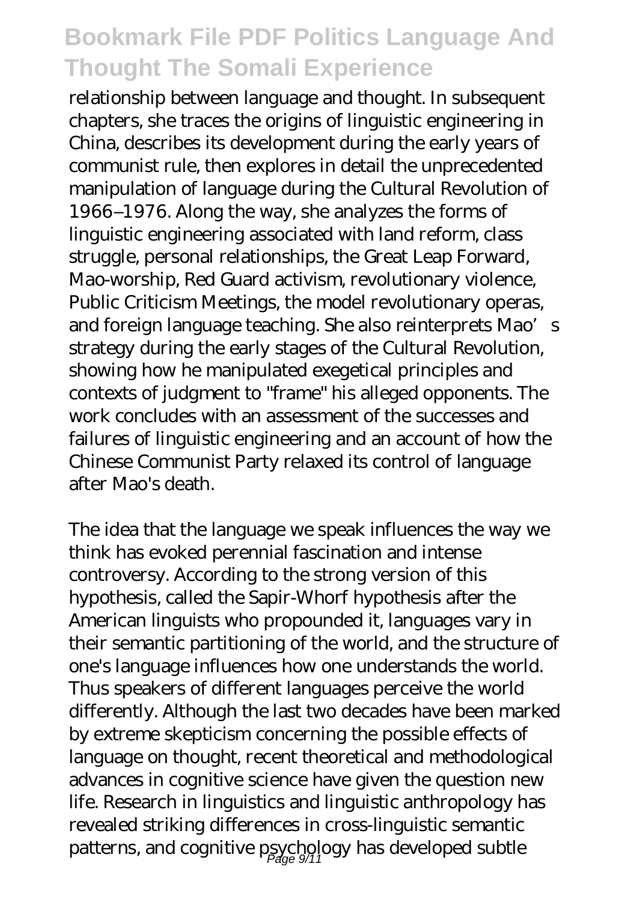relationship between language and thought. In subsequent chapters, she traces the origins of linguistic engineering in China, describes its development during the early years of communist rule, then explores in detail the unprecedented manipulation of language during the Cultural Revolution of 1966–1976. Along the way, she analyzes the forms of linguistic engineering associated with land reform, class struggle, personal relationships, the Great Leap Forward, Mao-worship, Red Guard activism, revolutionary violence, Public Criticism Meetings, the model revolutionary operas, and foreign language teaching. She also reinterprets Mao's strategy during the early stages of the Cultural Revolution, showing how he manipulated exegetical principles and contexts of judgment to "frame" his alleged opponents. The work concludes with an assessment of the successes and failures of linguistic engineering and an account of how the Chinese Communist Party relaxed its control of language after Mao's death.

The idea that the language we speak influences the way we think has evoked perennial fascination and intense controversy. According to the strong version of this hypothesis, called the Sapir-Whorf hypothesis after the American linguists who propounded it, languages vary in their semantic partitioning of the world, and the structure of one's language influences how one understands the world. Thus speakers of different languages perceive the world differently. Although the last two decades have been marked by extreme skepticism concerning the possible effects of language on thought, recent theoretical and methodological advances in cognitive science have given the question new life. Research in linguistics and linguistic anthropology has revealed striking differences in cross-linguistic semantic patterns, and cognitive psychology has developed subtle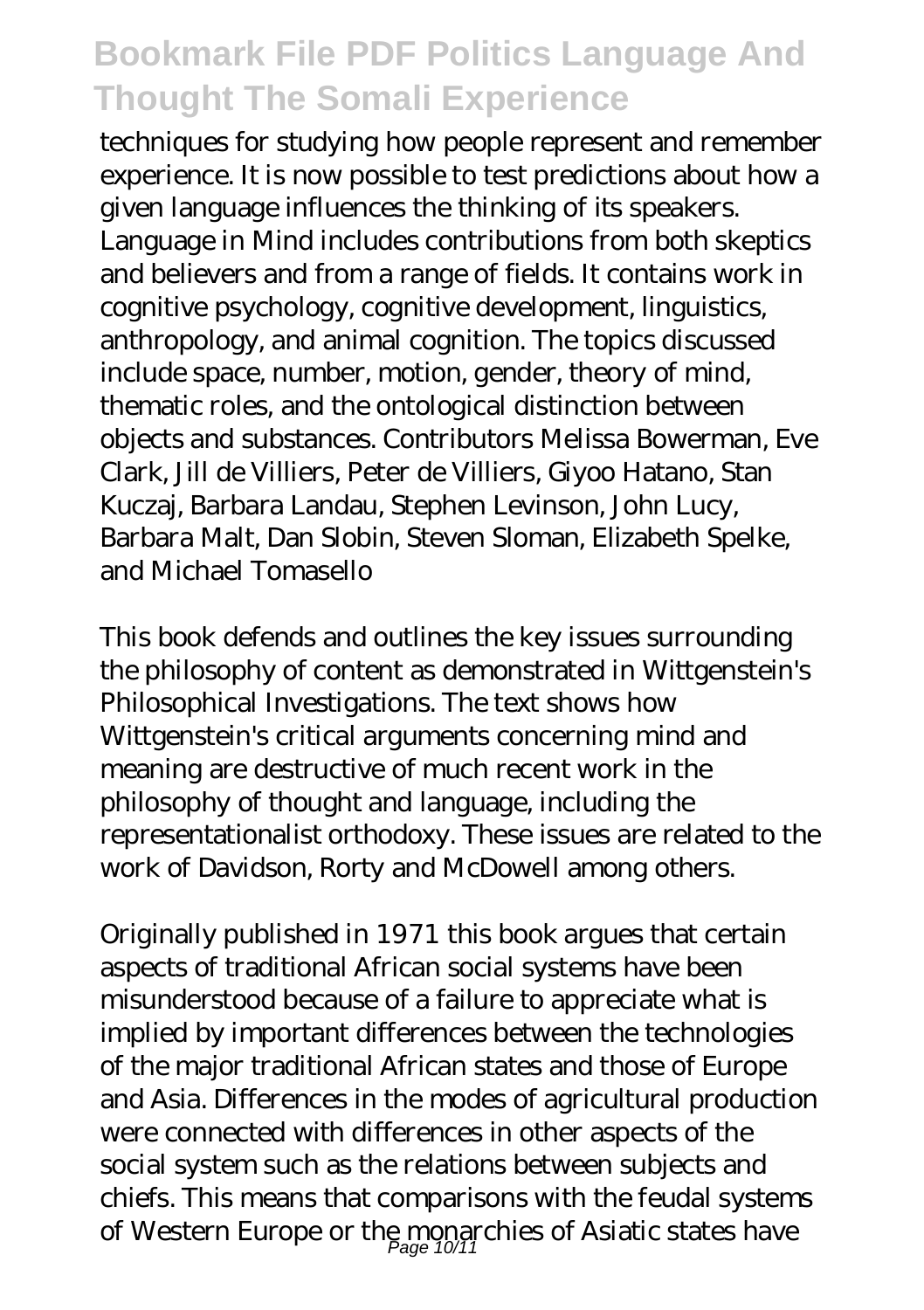techniques for studying how people represent and remember experience. It is now possible to test predictions about how a given language influences the thinking of its speakers. Language in Mind includes contributions from both skeptics and believers and from a range of fields. It contains work in cognitive psychology, cognitive development, linguistics, anthropology, and animal cognition. The topics discussed include space, number, motion, gender, theory of mind, thematic roles, and the ontological distinction between objects and substances. Contributors Melissa Bowerman, Eve Clark, Jill de Villiers, Peter de Villiers, Giyoo Hatano, Stan Kuczaj, Barbara Landau, Stephen Levinson, John Lucy, Barbara Malt, Dan Slobin, Steven Sloman, Elizabeth Spelke, and Michael Tomasello

This book defends and outlines the key issues surrounding the philosophy of content as demonstrated in Wittgenstein's Philosophical Investigations. The text shows how Wittgenstein's critical arguments concerning mind and meaning are destructive of much recent work in the philosophy of thought and language, including the representationalist orthodoxy. These issues are related to the work of Davidson, Rorty and McDowell among others.

Originally published in 1971 this book argues that certain aspects of traditional African social systems have been misunderstood because of a failure to appreciate what is implied by important differences between the technologies of the major traditional African states and those of Europe and Asia. Differences in the modes of agricultural production were connected with differences in other aspects of the social system such as the relations between subjects and chiefs. This means that comparisons with the feudal systems of Western Europe or the monarchies of Asiatic states have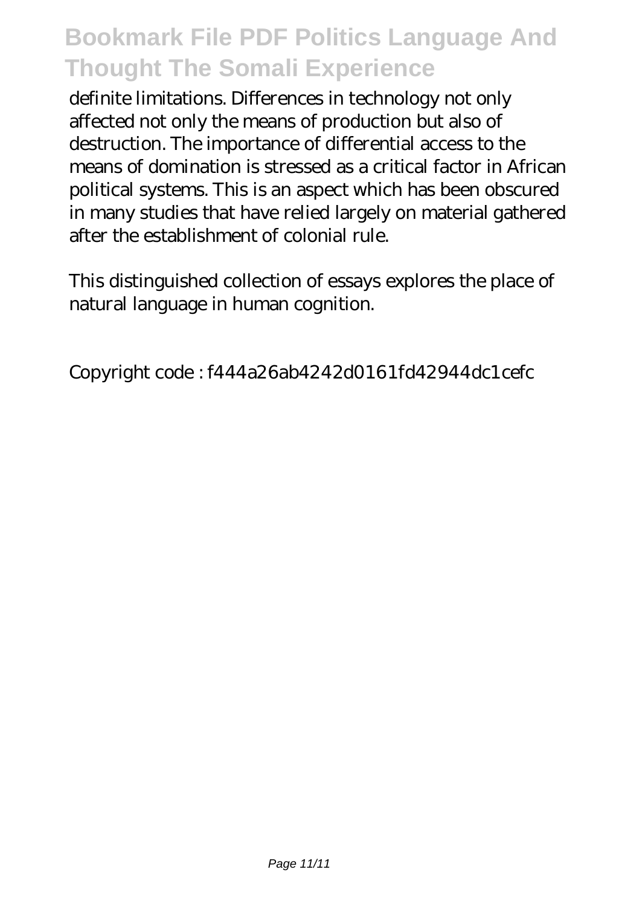definite limitations. Differences in technology not only affected not only the means of production but also of destruction. The importance of differential access to the means of domination is stressed as a critical factor in African political systems. This is an aspect which has been obscured in many studies that have relied largely on material gathered after the establishment of colonial rule.

This distinguished collection of essays explores the place of natural language in human cognition.

Copyright code : f444a26ab4242d0161fd42944dc1cefc